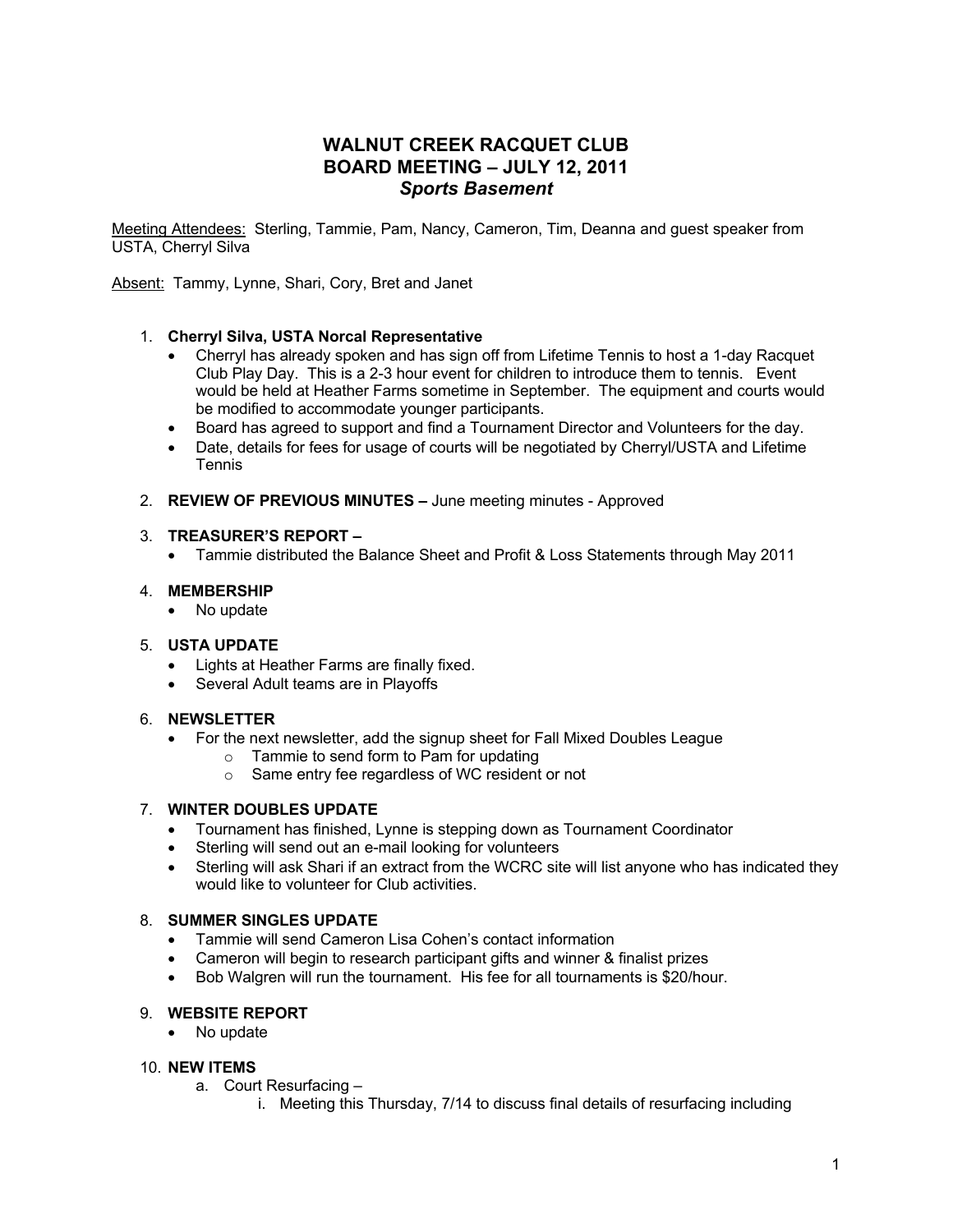# WALNUT CREEK RACQUET CLUB
# BOARD MEETING – JULY 12, 2011
## *Sports Basement*

Meeting Attendees: Sterling, Tammie, Pam, Nancy, Cameron, Tim, Deanna and guest speaker from USTA, Cherryl Silva

Absent: Tammy, Lynne, Shari, Cory, Bret and Janet

1. **Cherryl Silva, USTA Norcal Representative**
   - Cherryl has already spoken and has sign off from Lifetime Tennis to host a 1-day Racquet Club Play Day. This is a 2-3 hour event for children to introduce them to tennis. Event would be held at Heather Farms sometime in September. The equipment and courts would be modified to accommodate younger participants.
   - Board has agreed to support and find a Tournament Director and Volunteers for the day.
   - Date, details for fees for usage of courts will be negotiated by Cherryl/USTA and Lifetime Tennis

2. **REVIEW OF PREVIOUS MINUTES –** June meeting minutes - Approved

3. **TREASURER'S REPORT –**
   - Tammie distributed the Balance Sheet and Profit & Loss Statements through May 2011

4. **MEMBERSHIP**
   - No update

5. **USTA UPDATE**
   - Lights at Heather Farms are finally fixed.
   - Several Adult teams are in Playoffs

6. **NEWSLETTER**
   - For the next newsletter, add the signup sheet for Fall Mixed Doubles League
     - Tammie to send form to Pam for updating
     - Same entry fee regardless of WC resident or not

7. **WINTER DOUBLES UPDATE**
   - Tournament has finished, Lynne is stepping down as Tournament Coordinator
   - Sterling will send out an e-mail looking for volunteers
   - Sterling will ask Shari if an extract from the WCRC site will list anyone who has indicated they would like to volunteer for Club activities.

8. **SUMMER SINGLES UPDATE**
   - Tammie will send Cameron Lisa Cohen's contact information
   - Cameron will begin to research participant gifts and winner & finalist prizes
   - Bob Walgren will run the tournament. His fee for all tournaments is $20/hour.

9. **WEBSITE REPORT**
   - No update

10. **NEW ITEMS**
    a. Court Resurfacing –
       i. Meeting this Thursday, 7/14 to discuss final details of resurfacing including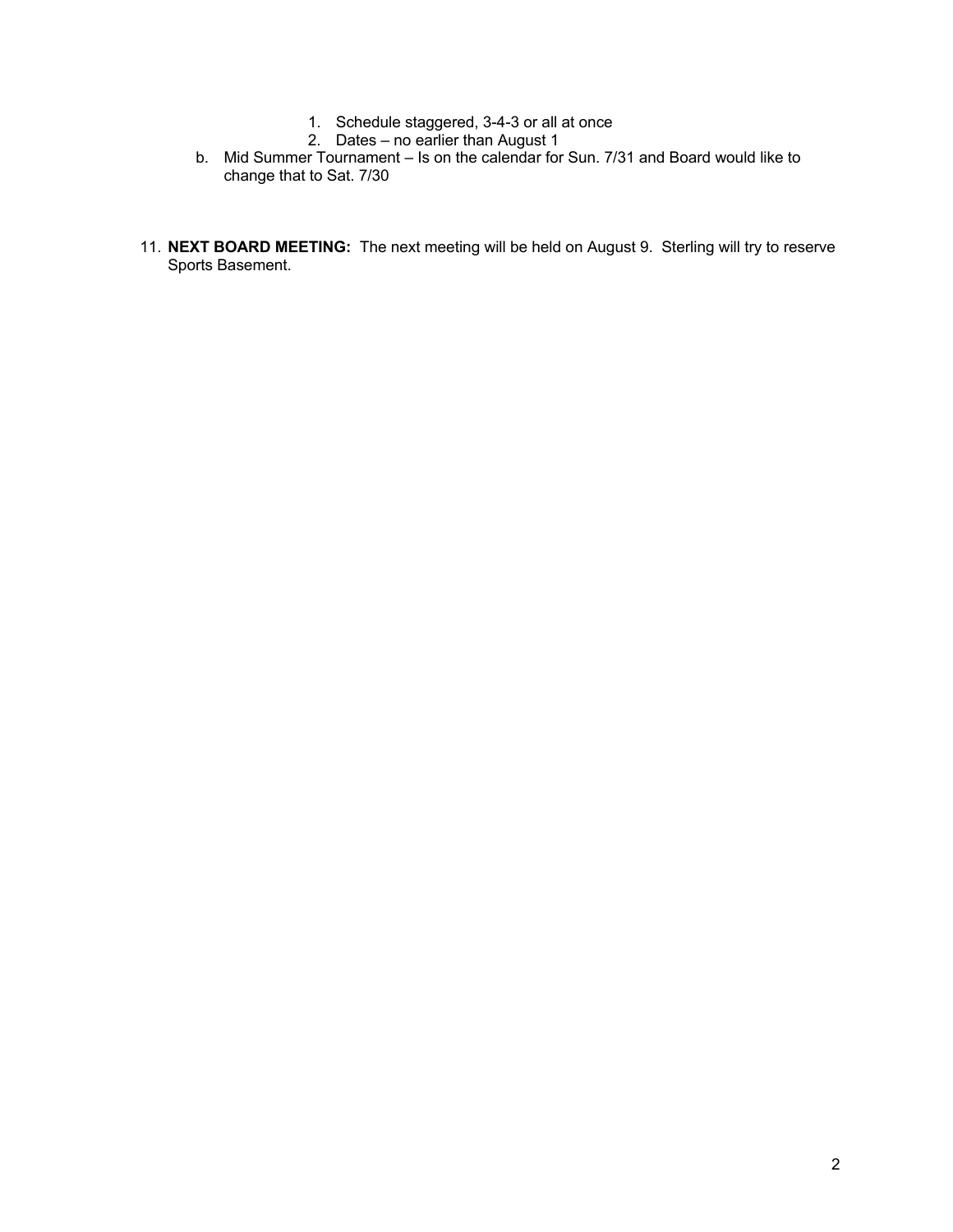1. Schedule staggered, 3-4-3 or all at once
2. Dates – no earlier than August 1

b. Mid Summer Tournament – Is on the calendar for Sun. 7/31 and Board would like to change that to Sat. 7/30

11. **NEXT BOARD MEETING:** The next meeting will be held on August 9. Sterling will try to reserve Sports Basement.